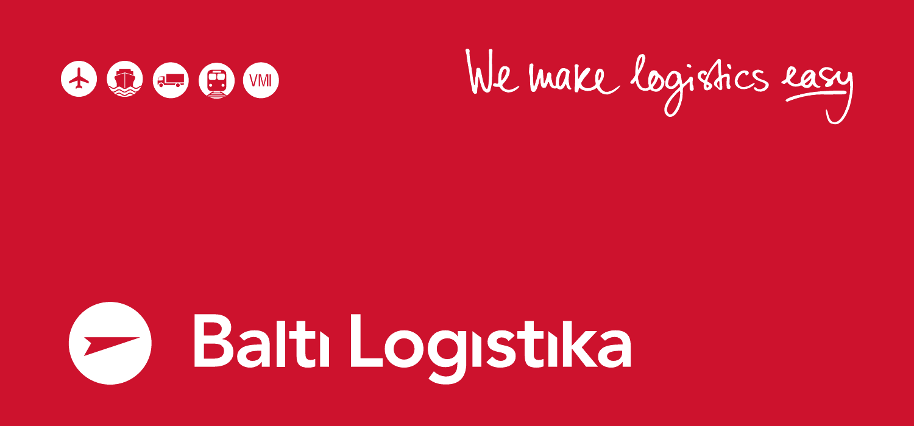VMI

We make logistics easy

# Baltı Logistıka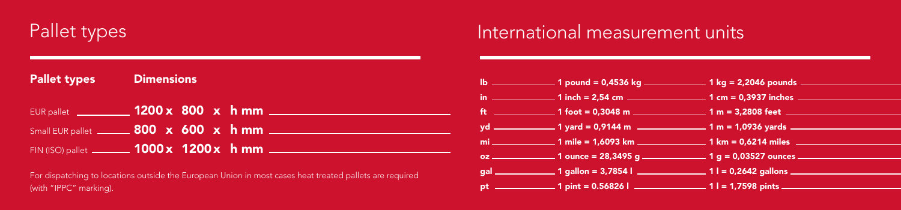# Pallet types

| Pallet types | Dimensions |
|---|---|
| EUR pallet | **1200 x 800 x h mm** |
| Small EUR pallet | **800 x 600 x h mm** |
| FIN (ISO) pallet | **1000 x 1200 x h mm** |

For dispatching to locations outside the European Union in most cases heat treated pallets are required (with "IPPC" marking).

# International measurement units

| | | |
|---|---|---|
| **lb** | **1 pound = 0,4536 kg** | **1 kg = 2,2046 pounds** |
| **in** | **1 inch = 2,54 cm** | **1 cm = 0,3937 inches** |
| **ft** | **1 foot = 0,3048 m** | **1 m = 3,2808 feet** |
| **yd** | **1 yard = 0,9144 m** | **1 m = 1,0936 yards** |
| **mi** | **1 mile = 1,6093 km** | **1 km = 0,6214 miles** |
| **oz** | **1 ounce = 28,3495 g** | **1 g = 0,03527 ounces** |
| **gal** | **1 gallon = 3,7854 l** | **1 l = 0,2642 gallons** |
| **pt** | **1 pint = 0.56826 l** | **1 l = 1,7598 pints** |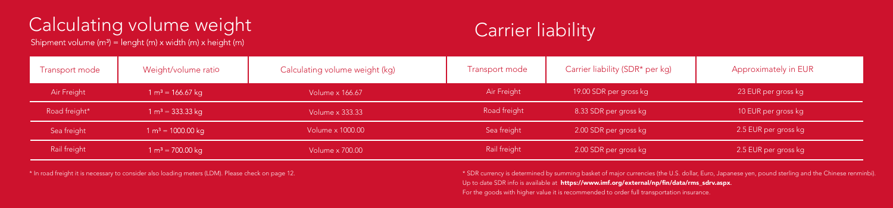# Calculating volume weight

Shipment volume ($m^3$) = lenght (m) x width (m) x height (m)

| Transport mode | Weight/volume ratio | Calculating volume weight (kg) |
|---|---|---|
| Air Freight | 1 $m^3$ = 166.67 kg | Volume x 166.67 |
| Road freight* | 1 $m^3$ = 333.33 kg | Volume x 333.33 |
| Sea freight | 1 $m^3$ = 1000.00 kg | Volume x 1000.00 |
| Rail freight | 1 $m^3$ = 700.00 kg | Volume x 700.00 |

* In road freight it is necessary to consider also loading meters (LDM). Please check on page 12.

# Carrier liability

| Transport mode | Carrier liability (SDR* per kg) | Approximately in EUR |
|---|---|---|
| Air Freight | 19.00 SDR per gross kg | 23 EUR per gross kg |
| Road freight | 8.33 SDR per gross kg | 10 EUR per gross kg |
| Sea freight | 2.00 SDR per gross kg | 2.5 EUR per gross kg |
| Rail freight | 2.00 SDR per gross kg | 2.5 EUR per gross kg |

* SDR currency is determined by summing basket of major currencies (the U.S. dollar, Euro, Japanese yen, pound sterling and the Chinese renminbi).
Up to date SDR info is available at **https://www.imf.org/external/np/fin/data/rms_sdrv.aspx**.
For the goods with higher value it is recommended to order full transportation insurance.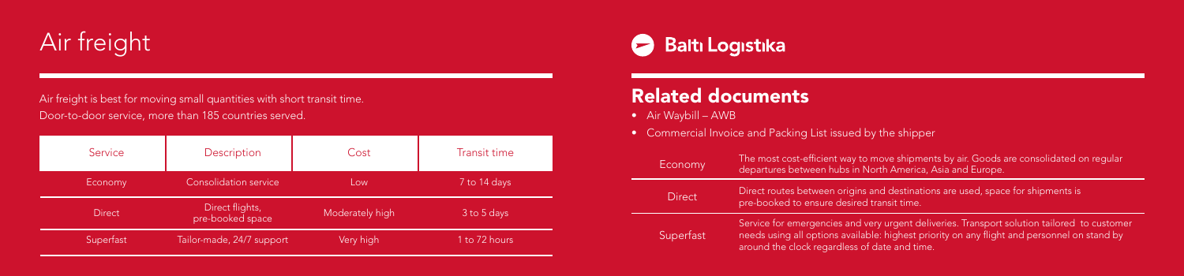# Air freight

Air freight is best for moving small quantities with short transit time.
Door-to-door service, more than 185 countries served.

| Service | Description | Cost | Transit time |
|---|---|---|---|
| Economy | Consolidation service | Low | 7 to 14 days |
| Direct | Direct flights, pre-booked space | Moderately high | 3 to 5 days |
| Superfast | Tailor-made, 24/7 support | Very high | 1 to 72 hours |

**Baltı Logıstıka**

## Related documents

- Air Waybill – AWB
- Commercial Invoice and Packing List issued by the shipper

| | |
|---|---|
| Economy | The most cost-efficient way to move shipments by air. Goods are consolidated on regular departures between hubs in North America, Asia and Europe. |
| Direct | Direct routes between origins and destinations are used, space for shipments is pre-booked to ensure desired transit time. |
| Superfast | Service for emergencies and very urgent deliveries. Transport solution tailored to customer needs using all options available: highest priority on any flight and personnel on stand by around the clock regardless of date and time. |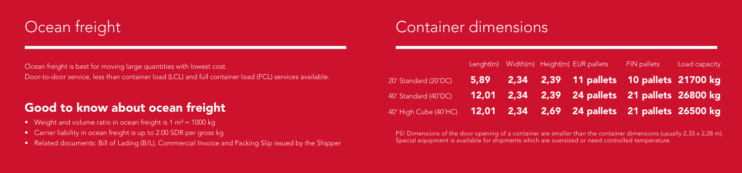# Ocean freight

Ocean freight is best for moving large quantities with lowest cost.
Door-to-door service, less than container load (LCL) and full container load (FCL) services available.

## Good to know about ocean freight

- Weight and volume ratio in ocean freight is 1 $m^3$ = 1000 kg
- Carrier liability in ocean freight is up to 2.00 SDR per gross kg
- Related documents: Bill of Lading (B/L), Commercial Invoice and Packing Slip issued by the Shipper

# Container dimensions

| | Lenght(m) | Width(m) | Height(m) | EUR pallets | FIN pallets | Load capacity |
|---|---|---|---|---|---|---|
| 20' Standard (20'DC) | **5,89** | **2,34** | **2,39** | **11 pallets** | **10 pallets** | **21700 kg** |
| 40' Standard (40'DC) | **12,01** | **2,34** | **2,39** | **24 pallets** | **21 pallets** | **26800 kg** |
| 40' High Cube (40'HC) | **12,01** | **2,34** | **2,69** | **24 pallets** | **21 pallets** | **26500 kg** |

PS! Dimensions of the door opening of a container are smaller than the container dimensions (usually 2,33 x 2,28 m). Special equipment is available for shipments which are oversized or need controlled temperature.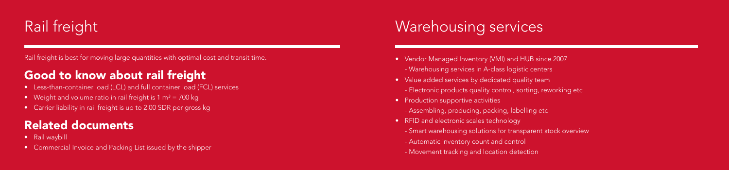# Rail freight

Rail freight is best for moving large quantities with optimal cost and transit time.

## Good to know about rail freight

- Less-than-container load (LCL) and full container load (FCL) services
- Weight and volume ratio in rail freight is 1 $m^3$ = 700 kg
- Carrier liability in rail freight is up to 2.00 SDR per gross kg

## Related documents

- Rail waybill
- Commercial Invoice and Packing List issued by the shipper

# Warehousing services

- Vendor Managed Inventory (VMI) and HUB since 2007
  - Warehousing services in A-class logistic centers
- Value added services by dedicated quality team
  - Electronic products quality control, sorting, reworking etc
- Production supportive activities
  - Assembling, producing, packing, labelling etc
- RFID and electronic scales technology
  - Smart warehousing solutions for transparent stock overview
  - Automatic inventory count and control
  - Movement tracking and location detection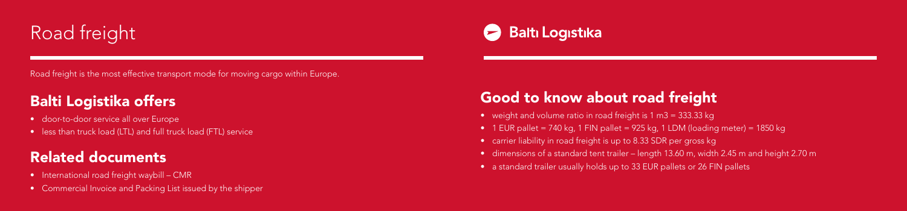# Road freight

Balti Logistika

Road freight is the most effective transport mode for moving cargo within Europe.

## Balti Logistika offers

- door-to-door service all over Europe
- less than truck load (LTL) and full truck load (FTL) service

## Related documents

- International road freight waybill – CMR
- Commercial Invoice and Packing List issued by the shipper

## Good to know about road freight

- weight and volume ratio in road freight is 1 $m^3$ = 333.33 kg
- 1 EUR pallet = 740 kg, 1 FIN pallet = 925 kg, 1 LDM (loading meter) = 1850 kg
- carrier liability in road freight is up to 8.33 SDR per gross kg
- dimensions of a standard tent trailer – length 13.60 m, width 2.45 m and height 2.70 m
- a standard trailer usually holds up to 33 EUR pallets or 26 FIN pallets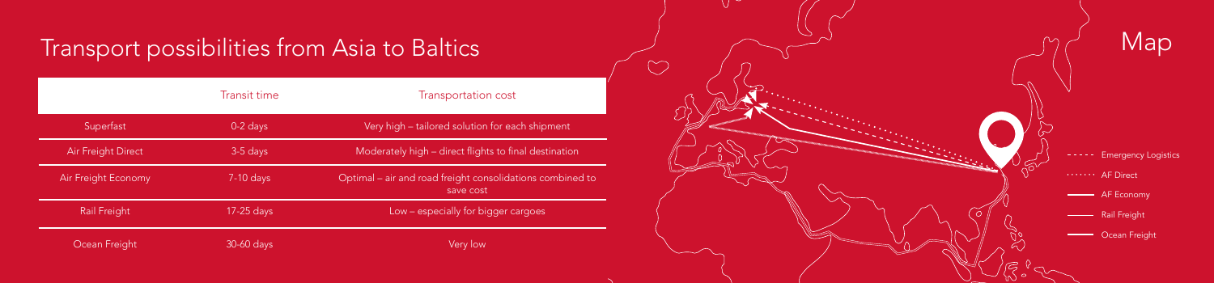# Transport possibilities from Asia to Baltics

| | Transit time | Transportation cost |
|---|---|---|
| Superfast | 0-2 days | Very high – tailored solution for each shipment |
| Air Freight Direct | 3-5 days | Moderately high – direct flights to final destination |
| Air Freight Economy | 7-10 days | Optimal – air and road freight consolidations combined to save cost |
| Rail Freight | 17-25 days | Low – especially for bigger cargoes |
| Ocean Freight | 30-60 days | Very low |

# Map

- Emergency Logistics
- AF Direct
- AF Economy
- Rail Freight
- Ocean Freight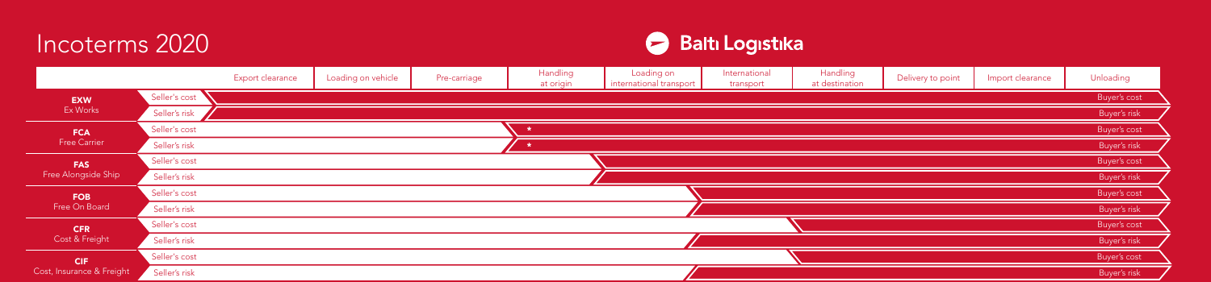# Incoterms 2020

Baltı Logıstıka

| | | Export clearance | Loading on vehicle | Pre-carriage | Handling at origin | Loading on international transport | International transport | Handling at destination | Delivery to point | Import clearance | Unloading |
|---|---|---|---|---|---|---|---|---|---|---|---|
| **EXW** Ex Works | Seller's cost | Buyer's cost | | | | | | | | | |
| | Seller's risk | Buyer's risk | | | | | | | | | |
| **FCA** Free Carrier | Seller's cost | | | | * Buyer's cost | | | | | | |
| | Seller's risk | | | | * Buyer's risk | | | | | | |
| **FAS** Free Alongside Ship | Seller's cost | | | | | Buyer's cost | | | | | |
| | Seller's risk | | | | | Buyer's risk | | | | | |
| **FOB** Free On Board | Seller's cost | | | | | | Buyer's cost | | | | |
| | Seller's risk | | | | | | Buyer's risk | | | | |
| **CFR** Cost & Freight | Seller's cost | | | | | | | Buyer's cost | | | |
| | Seller's risk | | | | | | Buyer's risk | | | | |
| **CIF** Cost, Insurance & Freight | Seller's cost | | | | | | | Buyer's cost | | | |
| | Seller's risk | | | | | | Buyer's risk | | | | |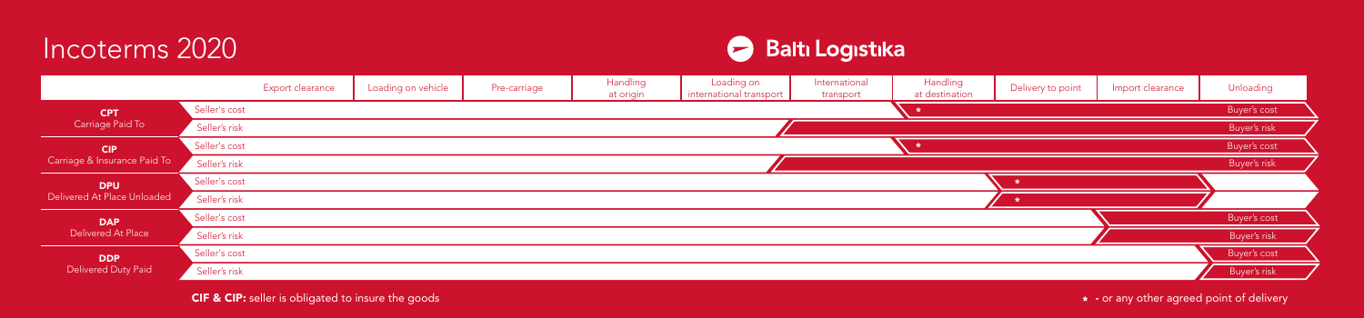# Incoterms 2020

**Baltı Logıstıka**

| | | Export clearance | Loading on vehicle | Pre-carriage | Handling at origin | Loading on international transport | International transport | Handling at destination | Delivery to point | Import clearance | Unloading |
|---|---|---|---|---|---|---|---|---|---|---|---|
| **CPT** Carriage Paid To | Seller's cost | Seller's cost | Seller's cost | Seller's cost | Seller's cost | Seller's cost | Seller's cost | * Buyer's cost | Buyer's cost | Buyer's cost | Buyer's cost |
| | Seller's risk | Seller's risk | Seller's risk | Seller's risk | Seller's risk | Seller's risk | Buyer's risk | Buyer's risk | Buyer's risk | Buyer's risk | Buyer's risk |
| **CIP** Carriage & Insurance Paid To | Seller's cost | Seller's cost | Seller's cost | Seller's cost | Seller's cost | Seller's cost | Seller's cost | * Buyer's cost | Buyer's cost | Buyer's cost | Buyer's cost |
| | Seller's risk | Seller's risk | Seller's risk | Seller's risk | Seller's risk | Seller's risk | Buyer's risk | Buyer's risk | Buyer's risk | Buyer's risk | Buyer's risk |
| **DPU** Delivered At Place Unloaded | Seller's cost | Seller's cost | Seller's cost | Seller's cost | Seller's cost | Seller's cost | Seller's cost | Seller's cost | * | | Seller's cost |
| | Seller's risk | Seller's risk | Seller's risk | Seller's risk | Seller's risk | Seller's risk | Seller's risk | Seller's risk | * | | Seller's risk |
| **DAP** Delivered At Place | Seller's cost | Seller's cost | Seller's cost | Seller's cost | Seller's cost | Seller's cost | Seller's cost | Seller's cost | Seller's cost | Buyer's cost | Buyer's cost |
| | Seller's risk | Seller's risk | Seller's risk | Seller's risk | Seller's risk | Seller's risk | Seller's risk | Seller's risk | Seller's risk | Buyer's risk | Buyer's risk |
| **DDP** Delivered Duty Paid | Seller's cost | Seller's cost | Seller's cost | Seller's cost | Seller's cost | Seller's cost | Seller's cost | Seller's cost | Seller's cost | Seller's cost | Buyer's cost |
| | Seller's risk | Seller's risk | Seller's risk | Seller's risk | Seller's risk | Seller's risk | Seller's risk | Seller's risk | Seller's risk | Seller's risk | Buyer's risk |

**CIF & CIP:** seller is obligated to insure the goods

* - or any other agreed point of delivery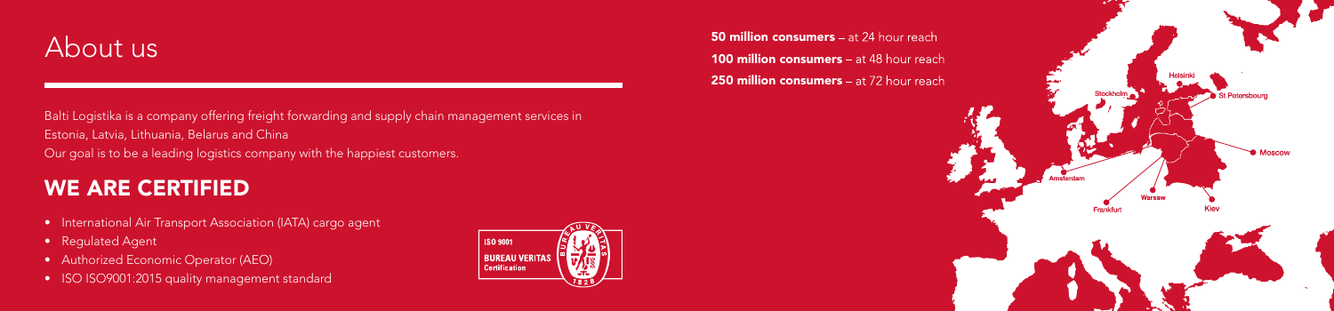# About us

Balti Logistika is a company offering freight forwarding and supply chain management services in Estonia, Latvia, Lithuania, Belarus and China
Our goal is to be a leading logistics company with the happiest customers.

## WE ARE CERTIFIED

- International Air Transport Association (IATA) cargo agent
- Regulated Agent
- Authorized Economic Operator (AEO)
- ISO ISO9001:2015 quality management standard

ISO 9001
BUREAU VERITAS
Certification

**50 million consumers** – at 24 hour reach
**100 million consumers** – at 48 hour reach
**250 million consumers** – at 72 hour reach

Helsinki
Stockholm
St Petersbourg
Moscow
Amsterdam
Warsaw
Frankfurt
Kiev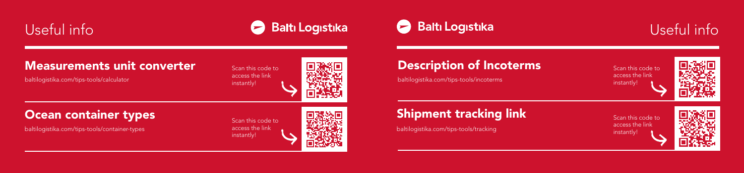# Useful info

Balti Logistika

## Measurements unit converter

baltilogistika.com/tips-tools/calculator

Scan this code to access the link instantly!

## Ocean container types

baltilogistika.com/tips-tools/container-types

Scan this code to access the link instantly!

Balti Logistika

# Useful info

## Description of Incoterms

baltilogistika.com/tips-tools/incoterms

Scan this code to access the link instantly!

## Shipment tracking link

baltilogistika.com/tips-tools/tracking

Scan this code to access the link instantly!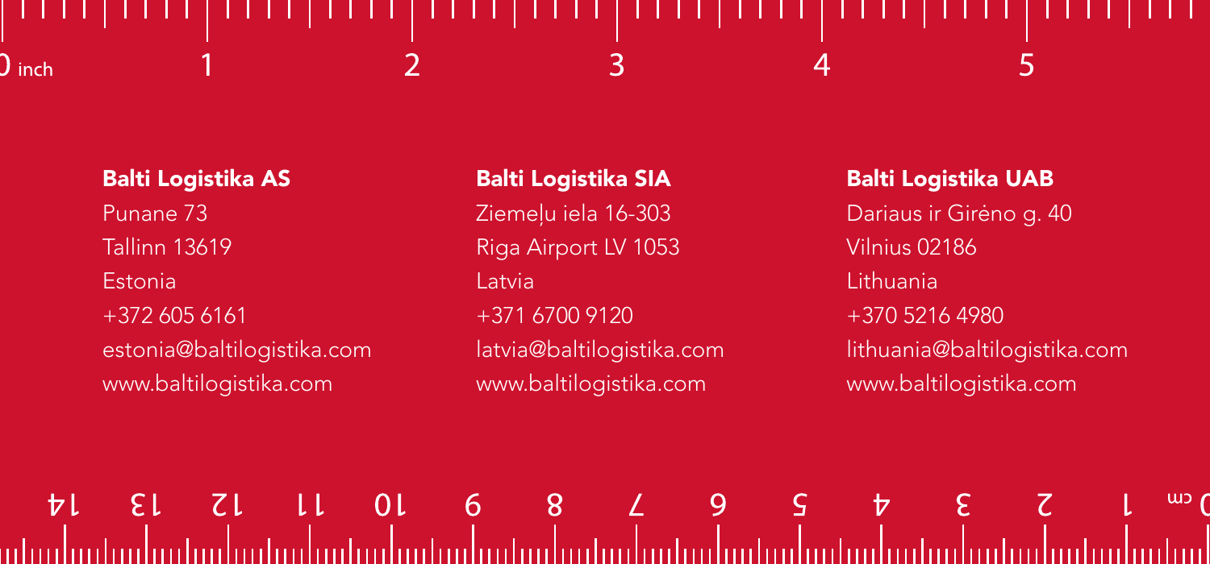0 inch 1 2 3 4 5

**Balti Logistika AS**
Punane 73
Tallinn 13619
Estonia
+372 605 6161
estonia@baltilogistika.com
www.baltilogistika.com

**Balti Logistika SIA**
Ziemeļu iela 16-303
Riga Airport LV 1053
Latvia
+371 6700 9120
latvia@baltilogistika.com
www.baltilogistika.com

**Balti Logistika UAB**
Dariaus ir Girėno g. 40
Vilnius 02186
Lithuania
+370 5216 4980
lithuania@baltilogistika.com
www.baltilogistika.com

0 cm 1 2 3 4 5 6 7 8 9 10 11 12 13 14